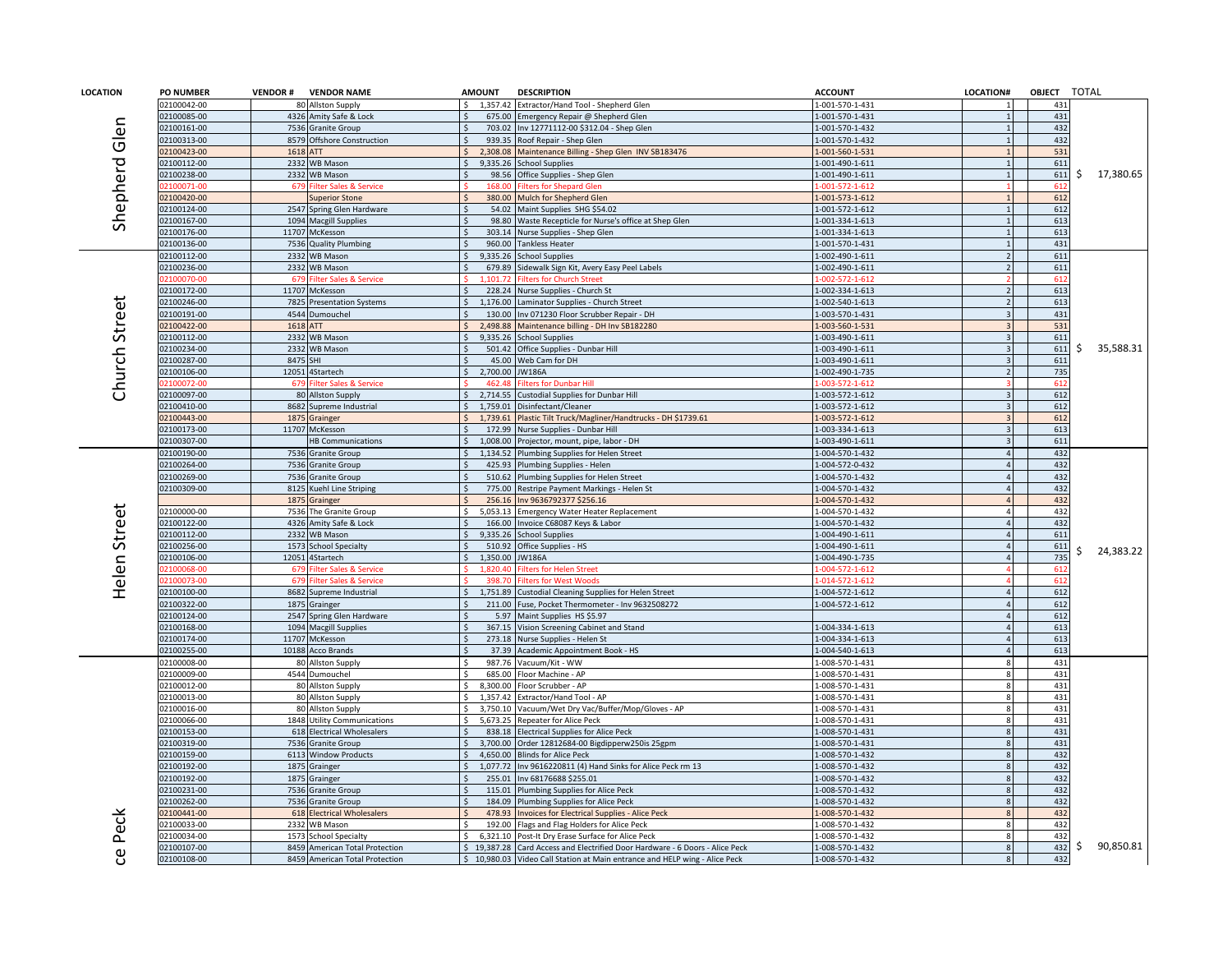| LOCATION | PO NUMBER | VENDOR # | VENDOR NAME | AMOUNT | DESCRIPTION | ACCOUNT | LOCATION# | OBJECT | TOTAL |
|---|---|---|---|---|---|---|---|---|---|
| Shepherd Glen | 02100042-00 | 80 | Allston Supply | $ 1,357.42 | Extractor/Hand Tool - Shepherd Glen | 1-001-570-1-431 | 1 | 431 | |
| | 02100085-00 | 4326 | Amity Safe & Lock | $ 675.00 | Emergency Repair @ Shepherd Glen | 1-001-570-1-431 | 1 | 431 | |
| | 02100161-00 | 7536 | Granite Group | $ 703.02 | Inv 12771112-00 $312.04 - Shep Glen | 1-001-570-1-432 | 1 | 432 | |
| | 02100313-00 | 8579 | Offshore Construction | $ 939.35 | Roof Repair - Shep Glen | 1-001-570-1-432 | 1 | 432 | |
| | 02100423-00 | 1618 | ATT | $ 2,308.08 | Maintenance Billing - Shep Glen INV SB183476 | 1-001-560-1-531 | 1 | 531 | |
| | 02100112-00 | 2332 | WB Mason | $ 9,335.26 | School Supplies | 1-001-490-1-611 | 1 | 611 | |
| | 02100238-00 | 2332 | WB Mason | $ 98.56 | Office Supplies - Shep Glen | 1-001-490-1-611 | 1 | 611 | $ 17,380.65 |
| | 02100071-00 | 679 | Filter Sales & Service | $ 168.00 | Filters for Shepard Glen | 1-001-572-1-612 | 1 | 612 | |
| | 02100420-00 | | Superior Stone | $ 380.00 | Mulch for Shepherd Glen | 1-001-573-1-612 | 1 | 612 | |
| | 02100124-00 | 2547 | Spring Glen Hardware | $ 54.02 | Maint Supplies SHG $54.02 | 1-001-572-1-612 | 1 | 612 | |
| | 02100167-00 | 1094 | Macgill Supplies | $ 98.80 | Waste Recepticle for Nurse's office at Shep Glen | 1-001-334-1-613 | 1 | 613 | |
| | 02100176-00 | 11707 | McKesson | $ 303.14 | Nurse Supplies - Shep Glen | 1-001-334-1-613 | 1 | 613 | |
| | 02100136-00 | 7536 | Quality Plumbing | $ 960.00 | Tankless Heater | 1-001-570-1-431 | 1 | 431 | |
| Church Street | 02100112-00 | 2332 | WB Mason | $ 9,335.26 | School Supplies | 1-002-490-1-611 | 2 | 611 | |
| | 02100236-00 | 2332 | WB Mason | $ 679.89 | Sidewalk Sign Kit, Avery Easy Peel Labels | 1-002-490-1-611 | 2 | 611 | |
| | 02100070-00 | 679 | Filter Sales & Service | $ 1,101.72 | Filters for Church Street | 1-002-572-1-612 | 2 | 612 | |
| | 02100172-00 | 11707 | McKesson | $ 228.24 | Nurse Supplies - Church St | 1-002-334-1-613 | 2 | 613 | |
| | 02100246-00 | 7825 | Presentation Systems | $ 1,176.00 | Laminator Supplies - Church Street | 1-002-540-1-613 | 2 | 613 | |
| | 02100191-00 | 4544 | Dumouchel | $ 130.00 | Inv 071230 Floor Scrubber Repair - DH | 1-003-570-1-431 | 3 | 431 | |
| | 02100422-00 | 1618 | ATT | $ 2,498.88 | Maintenance billing - DH Inv SB182280 | 1-003-560-1-531 | 3 | 531 | |
| | 02100112-00 | 2332 | WB Mason | $ 9,335.26 | School Supplies | 1-003-490-1-611 | 3 | 611 | |
| | 02100234-00 | 2332 | WB Mason | $ 501.42 | Office Supplies - Dunbar Hill | 1-003-490-1-611 | 3 | 611 | $ 35,588.31 |
| | 02100287-00 | 8475 | SHI | $ 45.00 | Web Cam for DH | 1-003-490-1-611 | 3 | 611 | |
| | 02100106-00 | 12051 | 4Startech | $ 2,700.00 | JW186A | 1-002-490-1-735 | 2 | 735 | |
| | 02100072-00 | 679 | Filter Sales & Service | $ 462.48 | Filters for Dunbar Hill | 1-003-572-1-612 | 3 | 612 | |
| | 02100097-00 | 80 | Allston Supply | $ 2,714.55 | Custodial Supplies for Dunbar Hill | 1-003-572-1-612 | 3 | 612 | |
| | 02100410-00 | 8682 | Supreme Industrial | $ 1,759.01 | Disinfectant/Cleaner | 1-003-572-1-612 | 3 | 612 | |
| | 02100443-00 | 1875 | Grainger | $ 1,739.61 | Plastic Tilt Truck/Magliner/Handtrucks - DH $1739.61 | 1-003-572-1-612 | 3 | 612 | |
| | 02100173-00 | 11707 | McKesson | $ 172.99 | Nurse Supplies - Dunbar Hill | 1-003-334-1-613 | 3 | 613 | |
| | 02100307-00 | | HB Communications | $ 1,008.00 | Projector, mount, pipe, labor - DH | 1-003-490-1-611 | 3 | 611 | |
| Helen Street | 02100190-00 | 7536 | Granite Group | $ 1,134.52 | Plumbing Supplies for Helen Street | 1-004-570-1-432 | 4 | 432 | |
| | 02100264-00 | 7536 | Granite Group | $ 425.93 | Plumbing Supplies - Helen | 1-004-572-0-432 | 4 | 432 | |
| | 02100269-00 | 7536 | Granite Group | $ 510.62 | Plumbing Supplies for Helen Street | 1-004-570-1-432 | 4 | 432 | |
| | 02100309-00 | 8125 | Kuehl Line Striping | $ 775.00 | Restripe Payment Markings - Helen St | 1-004-570-1-432 | 4 | 432 | |
| | | 1875 | Grainger | $ 256.16 | Inv 9636792377 $256.16 | 1-004-570-1-432 | 4 | 432 | |
| | 02100000-00 | 7536 | The Granite Group | $ 5,053.13 | Emergency Water Heater Replacement | 1-004-570-1-432 | 4 | 432 | |
| | 02100122-00 | 4326 | Amity Safe & Lock | $ 166.00 | Invoice C68087 Keys & Labor | 1-004-570-1-432 | 4 | 432 | |
| | 02100112-00 | 2332 | WB Mason | $ 9,335.26 | School Supplies | 1-004-490-1-611 | 4 | 611 | |
| | 02100256-00 | 1573 | School Specialty | $ 510.92 | Office Supplies - HS | 1-004-490-1-611 | 4 | 611 | $ 24,383.22 |
| | 02100106-00 | 12051 | 4Startech | $ 1,350.00 | JW186A | 1-004-490-1-735 | 4 | 735 | |
| | 02100068-00 | 679 | Filter Sales & Service | $ 1,820.40 | Filters for Helen Street | 1-004-572-1-612 | 4 | 612 | |
| | 02100073-00 | 679 | Filter Sales & Service | $ 398.70 | Filters for West Woods | 1-014-572-1-612 | 4 | 612 | |
| | 02100100-00 | 8682 | Supreme Industrial | $ 1,751.89 | Custodial Cleaning Supplies for Helen Street | 1-004-572-1-612 | 4 | 612 | |
| | 02100322-00 | 1875 | Grainger | $ 211.00 | Fuse, Pocket Thermometer - Inv 9632508272 | 1-004-572-1-612 | 4 | 612 | |
| | 02100124-00 | 2547 | Spring Glen Hardware | $ 5.97 | Maint Supplies HS $5.97 | | 4 | 612 | |
| | 02100168-00 | 1094 | Macgill Supplies | $ 367.15 | Vision Screening Cabinet and Stand | 1-004-334-1-613 | 4 | 613 | |
| | 02100174-00 | 11707 | McKesson | $ 273.18 | Nurse Supplies - Helen St | 1-004-334-1-613 | 4 | 613 | |
| | 02100255-00 | 10188 | Acco Brands | $ 37.39 | Academic Appointment Book - HS | 1-004-540-1-613 | 4 | 613 | |
| ce Peck | 02100008-00 | 80 | Allston Supply | $ 987.76 | Vacuum/Kit - WW | 1-008-570-1-431 | 8 | 431 | |
| | 02100009-00 | 4544 | Dumouchel | $ 685.00 | Floor Machine - AP | 1-008-570-1-431 | 8 | 431 | |
| | 02100012-00 | 80 | Allston Supply | $ 8,300.00 | Floor Scrubber - AP | 1-008-570-1-431 | 8 | 431 | |
| | 02100013-00 | 80 | Allston Supply | $ 1,357.42 | Extractor/Hand Tool - AP | 1-008-570-1-431 | 8 | 431 | |
| | 02100016-00 | 80 | Allston Supply | $ 3,750.10 | Vacuum/Wet Dry Vac/Buffer/Mop/Gloves - AP | 1-008-570-1-431 | 8 | 431 | |
| | 02100066-00 | 1848 | Utility Communications | $ 5,673.25 | Repeater for Alice Peck | 1-008-570-1-431 | 8 | 431 | |
| | 02100153-00 | 618 | Electrical Wholesalers | $ 838.18 | Electrical Supplies for Alice Peck | 1-008-570-1-431 | 8 | 431 | |
| | 02100319-00 | 7536 | Granite Group | $ 3,700.00 | Order 12812684-00 Bigdipperw250is 25gpm | 1-008-570-1-431 | 8 | 431 | |
| | 02100159-00 | 6113 | Window Products | $ 4,650.00 | Blinds for Alice Peck | 1-008-570-1-432 | 8 | 432 | |
| | 02100192-00 | 1875 | Grainger | $ 1,077.72 | Inv 9616220811 (4) Hand Sinks for Alice Peck rm 13 | 1-008-570-1-432 | 8 | 432 | |
| | 02100192-00 | 1875 | Grainger | $ 255.01 | Inv 68176688 $255.01 | 1-008-570-1-432 | 8 | 432 | |
| | 02100231-00 | 7536 | Granite Group | $ 115.01 | Plumbing Supplies for Alice Peck | 1-008-570-1-432 | 8 | 432 | |
| | 02100262-00 | 7536 | Granite Group | $ 184.09 | Plumbing Supplies for Alice Peck | 1-008-570-1-432 | 8 | 432 | |
| | 02100441-00 | 618 | Electrical Wholesalers | $ 478.93 | Invoices for Electrical Supplies - Alice Peck | 1-008-570-1-432 | 8 | 432 | |
| | 02100033-00 | 2332 | WB Mason | $ 192.00 | Flags and Flag Holders for Alice Peck | 1-008-570-1-432 | 8 | 432 | |
| | 02100034-00 | 1573 | School Specialty | $ 6,321.10 | Post-It Dry Erase Surface for Alice Peck | 1-008-570-1-432 | 8 | 432 | |
| | 02100107-00 | 8459 | American Total Protection | $ 19,387.28 | Card Access and Electrified Door Hardware - 6 Doors - Alice Peck | 1-008-570-1-432 | 8 | 432 | $ 90,850.81 |
| | 02100108-00 | 8459 | American Total Protection | $ 10,980.03 | Video Call Station at Main entrance and HELP wing - Alice Peck | 1-008-570-1-432 | 8 | 432 | |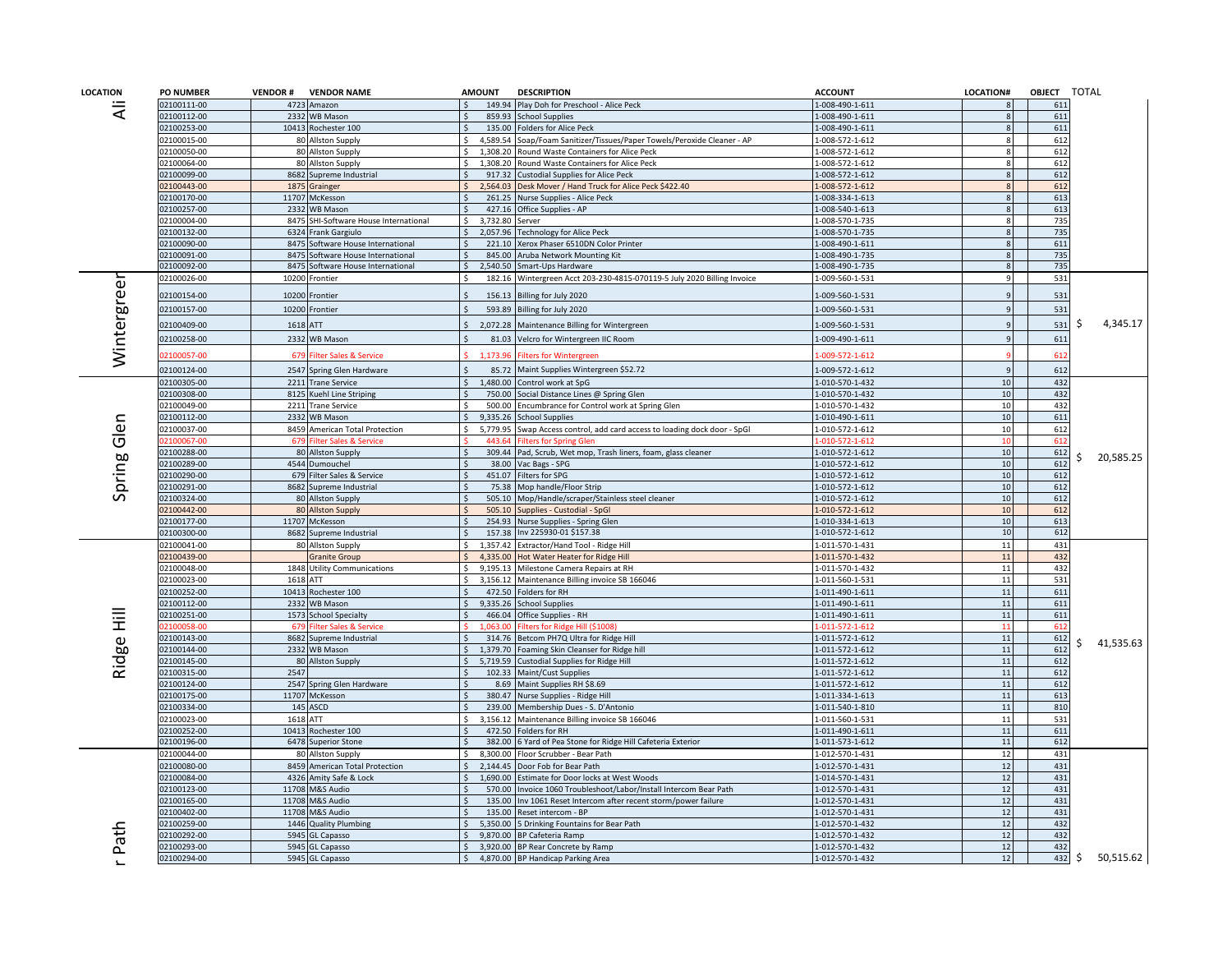| LOCATION | PO NUMBER | VENDOR # | VENDOR NAME | AMOUNT | DESCRIPTION | ACCOUNT | LOCATION# | OBJECT | TOTAL |
|---|---|---|---|---|---|---|---|---|---|
| Ali | 02100111-00 | 4723 | Amazon | $ 149.94 | Play Doh for Preschool - Alice Peck | 1-008-490-1-611 | 8 | 611 | |
| | 02100112-00 | 2332 | WB Mason | $ 859.93 | School Supplies | 1-008-490-1-611 | 8 | 611 | |
| | 02100253-00 | 10413 | Rochester 100 | $ 135.00 | Folders for Alice Peck | 1-008-490-1-611 | 8 | 611 | |
| | 02100015-00 | 80 | Allston Supply | $ 4,589.54 | Soap/Foam Sanitizer/Tissues/Paper Towels/Peroxide Cleaner - AP | 1-008-572-1-612 | 8 | 612 | |
| | 02100050-00 | 80 | Allston Supply | $ 1,308.20 | Round Waste Containers for Alice Peck | 1-008-572-1-612 | 8 | 612 | |
| | 02100064-00 | 80 | Allston Supply | $ 1,308.20 | Round Waste Containers for Alice Peck | 1-008-572-1-612 | 8 | 612 | |
| | 02100099-00 | 8682 | Supreme Industrial | $ 917.32 | Custodial Supplies for Alice Peck | 1-008-572-1-612 | 8 | 612 | |
| | 02100443-00 | 1875 | Grainger | $ 2,564.03 | Desk Mover / Hand Truck for Alice Peck $422.40 | 1-008-572-1-612 | 8 | 612 | |
| | 02100170-00 | 11707 | McKesson | $ 261.25 | Nurse Supplies - Alice Peck | 1-008-334-1-613 | 8 | 613 | |
| | 02100257-00 | 2332 | WB Mason | $ 427.16 | Office Supplies - AP | 1-008-540-1-613 | 8 | 613 | |
| | 02100004-00 | 8475 | SHI-Software House International | $ 3,732.80 | Server | 1-008-570-1-735 | 8 | 735 | |
| | 02100132-00 | 6324 | Frank Gargiulo | $ 2,057.96 | Technology for Alice Peck | 1-008-570-1-735 | 8 | 735 | |
| | 02100090-00 | 8475 | Software House International | $ 221.10 | Xerox Phaser 6510DN Color Printer | 1-008-490-1-611 | 8 | 611 | |
| | 02100091-00 | 8475 | Software House International | $ 845.00 | Aruba Network Mounting Kit | 1-008-490-1-735 | 8 | 735 | |
| | 02100092-00 | 8475 | Software House International | $ 2,540.50 | Smart-Ups Hardware | 1-008-490-1-735 | 8 | 735 | |
| Wintergreen | 02100026-00 | 10200 | Frontier | $ 182.16 | Wintergreen Acct 203-230-4815-070119-5 July 2020 Billing Invoice | 1-009-560-1-531 | 9 | 531 | |
| | 02100154-00 | 10200 | Frontier | $ 156.13 | Billing for July 2020 | 1-009-560-1-531 | 9 | 531 | |
| | 02100157-00 | 10200 | Frontier | $ 593.89 | Billing for July 2020 | 1-009-560-1-531 | 9 | 531 | |
| | 02100409-00 | 1618 | ATT | $ 2,072.28 | Maintenance Billing for Wintergreen | 1-009-560-1-531 | 9 | 531 | $ 4,345.17 |
| | 02100258-00 | 2332 | WB Mason | $ 81.03 | Velcro for Wintergreen IIC Room | 1-009-490-1-611 | 9 | 611 | |
| | 02100057-00 | 679 | Filter Sales & Service | $ 1,173.96 | Filters for Wintergreen | 1-009-572-1-612 | 9 | 612 | |
| | 02100124-00 | 2547 | Spring Glen Hardware | $ 85.72 | Maint Supplies Wintergreen $52.72 | 1-009-572-1-612 | 9 | 612 | |
| Spring Glen | 02100305-00 | 2211 | Trane Service | $ 1,480.00 | Control work at SpG | 1-010-570-1-432 | 10 | 432 | |
| | 02100308-00 | 8125 | Kuehl Line Striping | $ 750.00 | Social Distance Lines @ Spring Glen | 1-010-570-1-432 | 10 | 432 | |
| | 02100049-00 | 2211 | Trane Service | $ 500.00 | Encumbrance for Control work at Spring Glen | 1-010-570-1-432 | 10 | 432 | |
| | 02100112-00 | 2332 | WB Mason | $ 9,335.26 | School Supplies | 1-010-490-1-611 | 10 | 611 | |
| | 02100037-00 | 8459 | American Total Protection | $ 5,779.95 | Swap Access control, add card access to loading dock door - SpGl | 1-010-572-1-612 | 10 | 612 | |
| | 02100067-00 | 679 | Filter Sales & Service | $ 443.64 | Filters for Spring Glen | 1-010-572-1-612 | 10 | 612 | |
| | 02100288-00 | 80 | Allston Supply | $ 309.44 | Pad, Scrub, Wet mop, Trash liners, foam, glass cleaner | 1-010-572-1-612 | 10 | 612 | $ 20,585.25 |
| | 02100289-00 | 4544 | Dumouchel | $ 38.00 | Vac Bags - SPG | 1-010-572-1-612 | 10 | 612 | |
| | 02100290-00 | 679 | Filter Sales & Service | $ 451.07 | Filters for SPG | 1-010-572-1-612 | 10 | 612 | |
| | 02100291-00 | 8682 | Supreme Industrial | $ 75.38 | Mop handle/Floor Strip | 1-010-572-1-612 | 10 | 612 | |
| | 02100324-00 | 80 | Allston Supply | $ 505.10 | Mop/Handle/scraper/Stainless steel cleaner | 1-010-572-1-612 | 10 | 612 | |
| | 02100442-00 | 80 | Allston Supply | $ 505.10 | Supplies - Custodial - SpGl | 1-010-572-1-612 | 10 | 612 | |
| | 02100177-00 | 11707 | McKesson | $ 254.93 | Nurse Supplies - Spring Glen | 1-010-334-1-613 | 10 | 613 | |
| | 02100300-00 | 8682 | Supreme Industrial | $ 157.38 | Inv 225930-01 $157.38 | 1-010-572-1-612 | 10 | 612 | |
| Ridge Hill | 02100041-00 | 80 | Allston Supply | $ 1,357.42 | Extractor/Hand Tool - Ridge Hill | 1-011-570-1-431 | 11 | 431 | |
| | 02100439-00 | | Granite Group | $ 4,335.00 | Hot Water Heater for Ridge Hill | 1-011-570-1-432 | 11 | 432 | |
| | 02100048-00 | 1848 | Utility Communications | $ 9,195.13 | Milestone Camera Repairs at RH | 1-011-570-1-432 | 11 | 432 | |
| | 02100023-00 | 1618 | ATT | $ 3,156.12 | Maintenance Billing invoice SB 166046 | 1-011-560-1-531 | 11 | 531 | |
| | 02100252-00 | 10413 | Rochester 100 | $ 472.50 | Folders for RH | 1-011-490-1-611 | 11 | 611 | |
| | 02100112-00 | 2332 | WB Mason | $ 9,335.26 | School Supplies | 1-011-490-1-611 | 11 | 611 | |
| | 02100251-00 | 1573 | School Specialty | $ 466.04 | Office Supplies - RH | 1-011-490-1-611 | 11 | 611 | |
| | 02100058-00 | 679 | Filter Sales & Service | $ 1,063.00 | Filters for Ridge Hill ($1008) | 1-011-572-1-612 | 11 | 612 | |
| | 02100143-00 | 8682 | Supreme Industrial | $ 314.76 | Betcom PH7Q Ultra for Ridge Hill | 1-011-572-1-612 | 11 | 612 | $ 41,535.63 |
| | 02100144-00 | 2332 | WB Mason | $ 1,379.70 | Foaming Skin Cleanser for Ridge hill | 1-011-572-1-612 | 11 | 612 | |
| | 02100145-00 | 80 | Allston Supply | $ 5,719.59 | Custodial Supplies for Ridge Hill | 1-011-572-1-612 | 11 | 612 | |
| | 02100315-00 | 2547 | | $ 102.33 | Maint/Cust Supplies | 1-011-572-1-612 | 11 | 612 | |
| | 02100124-00 | 2547 | Spring Glen Hardware | $ 8.69 | Maint Supplies RH $8.69 | 1-011-572-1-612 | 11 | 612 | |
| | 02100175-00 | 11707 | McKesson | $ 380.47 | Nurse Supplies - Ridge Hill | 1-011-334-1-613 | 11 | 613 | |
| | 02100334-00 | 145 | ASCD | $ 239.00 | Membership Dues - S. D'Antonio | 1-011-540-1-810 | 11 | 810 | |
| | 02100023-00 | 1618 | ATT | $ 3,156.12 | Maintenance Billing invoice SB 166046 | 1-011-560-1-531 | 11 | 531 | |
| | 02100252-00 | 10413 | Rochester 100 | $ 472.50 | Folders for RH | 1-011-490-1-611 | 11 | 611 | |
| | 02100196-00 | 6478 | Superior Stone | $ 382.00 | 6 Yard of Pea Stone for Ridge Hill Cafeteria Exterior | 1-011-573-1-612 | 11 | 612 | |
| r Path | 02100044-00 | 80 | Allston Supply | $ 8,300.00 | Floor Scrubber - Bear Path | 1-012-570-1-431 | 12 | 431 | |
| | 02100080-00 | 8459 | American Total Protection | $ 2,144.45 | Door Fob for Bear Path | 1-012-570-1-431 | 12 | 431 | |
| | 02100084-00 | 4326 | Amity Safe & Lock | $ 1,690.00 | Estimate for Door locks at West Woods | 1-014-570-1-431 | 12 | 431 | |
| | 02100123-00 | 11708 | M&S Audio | $ 570.00 | Invoice 1060 Troubleshoot/Labor/Install Intercom Bear Path | 1-012-570-1-431 | 12 | 431 | |
| | 02100165-00 | 11708 | M&S Audio | $ 135.00 | Inv 1061 Reset Intercom after recent storm/power failure | 1-012-570-1-431 | 12 | 431 | |
| | 02100402-00 | 11708 | M&S Audio | $ 135.00 | Reset intercom - BP | 1-012-570-1-431 | 12 | 431 | |
| | 02100259-00 | 1446 | Quality Plumbing | $ 5,350.00 | 5 Drinking Fountains for Bear Path | 1-012-570-1-432 | 12 | 432 | |
| | 02100292-00 | 5945 | GL Capasso | $ 9,870.00 | BP Cafeteria Ramp | 1-012-570-1-432 | 12 | 432 | |
| | 02100293-00 | 5945 | GL Capasso | $ 3,920.00 | BP Rear Concrete by Ramp | 1-012-570-1-432 | 12 | 432 | |
| | 02100294-00 | 5945 | GL Capasso | $ 4,870.00 | BP Handicap Parking Area | 1-012-570-1-432 | 12 | 432 | $ 50,515.62 |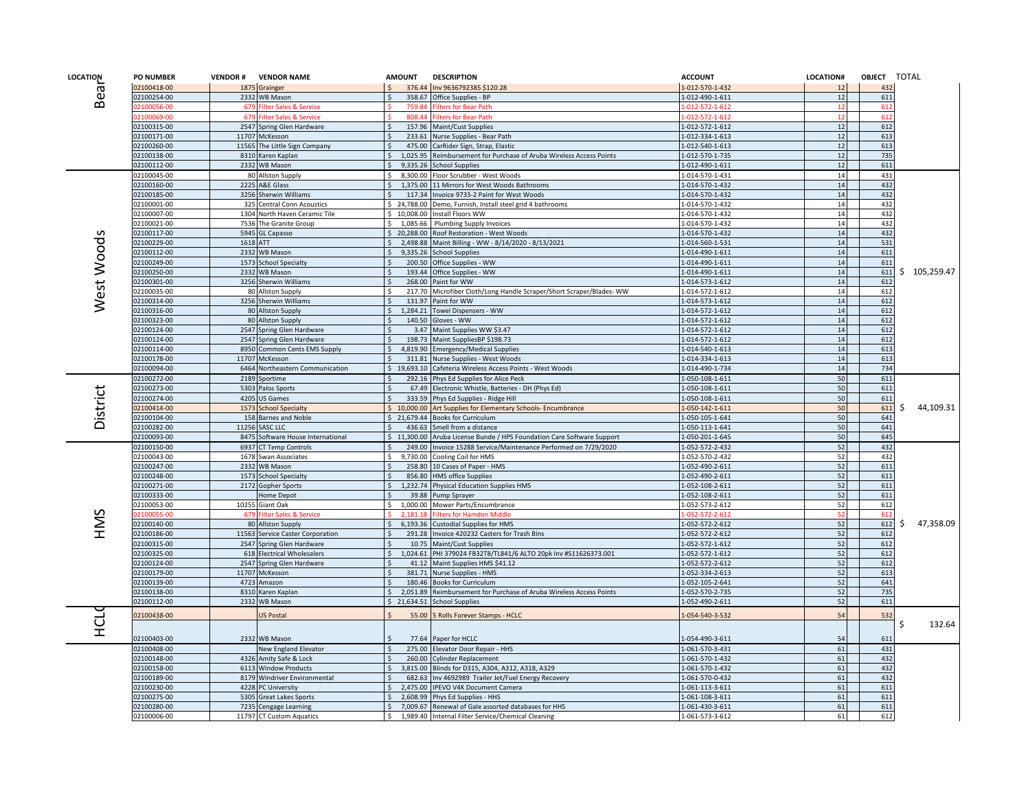| LOCATION | PO NUMBER | VENDOR # | VENDOR NAME | AMOUNT | DESCRIPTION | ACCOUNT | LOCATION# | OBJECT | TOTAL |
|---|---|---|---|---|---|---|---|---|---|
| Bear | 02100418-00 | 1875 | Grainger | $ 376.44 | Inv 9636792385 $120.28 | 1-012-570-1-432 | 12 | 432 | |
| | 02100254-00 | 2332 | WB Mason | $ 358.67 | Office Supplies - BP | 1-012-490-1-611 | 12 | 611 | |
| | 02100056-00 | 679 | Filter Sales & Service | $ 759.84 | Filters for Bear Path | 1-012-572-1-612 | 12 | 612 | |
| | 02100069-00 | 679 | Filter Sales & Service | $ 808.44 | Filters for Bear Path | 1-012-572-1-612 | 12 | 612 | |
| | 02100315-00 | 2547 | Spring Glen Hardware | $ 157.96 | Maint/Cust Supplies | 1-012-572-1-612 | 12 | 612 | |
| | 02100171-00 | 11707 | McKesson | $ 233.61 | Nurse Supplies - Bear Path | 1-012-334-1-613 | 12 | 613 | |
| | 02100260-00 | 11565 | The Little Sign Company | $ 475.00 | CarRider Sign, Strap, Elastic | 1-012-540-1-613 | 12 | 613 | |
| | 02100138-00 | 8310 | Karen Kaplan | $ 1,025.95 | Reimbursement for Purchase of Aruba Wireless Access Points | 1-012-570-1-735 | 12 | 735 | |
| | 02100112-00 | 2332 | WB Mason | $ 9,335.26 | School Supplies | 1-012-490-1-611 | 12 | 611 | |
| West Woods | 02100045-00 | 80 | Allston Supply | $ 8,300.00 | Floor Scrubber - West Woods | 1-014-570-1-431 | 14 | 431 | |
| | 02100160-00 | 2225 | A&E Glass | $ 1,375.00 | 11 Mirrors for West Woods Bathrooms | 1-014-570-1-432 | 14 | 432 | |
| | 02100185-00 | 3256 | Sherwin Williams | $ 117.34 | Invoice 9733-2 Paint for West Woods | 1-014-570-1-432 | 14 | 432 | |
| | 02100001-00 | 325 | Central Conn Acoustics | $ 24,788.00 | Demo, Furnish, Install steel grid 4 bathrooms | 1-014-570-1-432 | 14 | 432 | |
| | 02100007-00 | 1304 | North Haven Ceramic Tile | $ 10,008.00 | Install Floors WW | 1-014-570-1-432 | 14 | 432 | |
| | 02100021-00 | 7536 | The Granite Group | $ 1,085.66 | Plumbing Supply Invoices | 1-014-570-1-432 | 14 | 432 | |
| | 02100117-00 | 5945 | GL Capasso | $ 20,288.00 | Roof Restoration - West Woods | 1-014-570-1-432 | 14 | 432 | |
| | 02100229-00 | 1618 | ATT | $ 2,498.88 | Maint Billing - WW - 8/14/2020 - 8/13/2021 | 1-014-560-1-531 | 14 | 531 | |
| | 02100112-00 | 2332 | WB Mason | $ 9,335.26 | School Supplies | 1-014-490-1-611 | 14 | 611 | |
| | 02100249-00 | 1573 | School Specialty | $ 200.50 | Office Supplies - WW | 1-014-490-1-611 | 14 | 611 | |
| | 02100250-00 | 2332 | WB Mason | $ 193.44 | Office Supplies - WW | 1-014-490-1-611 | 14 | 611 | $ 105,259.47 |
| | 02100301-00 | 3256 | Sherwin Williams | $ 268.00 | Paint for WW | 1-014-573-1-612 | 14 | 612 | |
| | 02100035-00 | 80 | Allston Supply | $ 217.70 | Microfiber Cloth/Long Handle Scraper/Short Scraper/Blades- WW | 1-014-572-1-612 | 14 | 612 | |
| | 02100314-00 | 3256 | Sherwin Williams | $ 131.97 | Paint for WW | 1-014-573-1-612 | 14 | 612 | |
| | 02100316-00 | 80 | Allston Supply | $ 1,284.21 | Towel Dispensers - WW | 1-014-572-1-612 | 14 | 612 | |
| | 02100323-00 | 80 | Allston Supply | $ 140.50 | Gloves - WW | 1-014-572-1-612 | 14 | 612 | |
| | 02100124-00 | 2547 | Spring Glen Hardware | $ 3.47 | Maint Supplies WW $3.47 | 1-014-572-1-612 | 14 | 612 | |
| | 02100124-00 | 2547 | Spring Glen Hardware | $ 198.73 | Maint SuppliesBP $198.73 | 1-014-572-1-612 | 14 | 612 | |
| | 02100114-00 | 8950 | Common Cents EMS Supply | $ 4,819.90 | Emergency/Medical Supplies | 1-014-540-1-613 | 14 | 613 | |
| | 02100178-00 | 11707 | McKesson | $ 311.81 | Nurse Supplies - West Woods | 1-014-334-1-613 | 14 | 613 | |
| | 02100094-00 | 6464 | Northeastern Communication | $ 19,693.10 | Cafeteria Wireless Access Points - West Woods | 1-014-490-1-734 | 14 | 734 | |
| District | 02100272-00 | 2189 | Sportime | $ 292.16 | Phys Ed Supplies for Alice Peck | 1-050-108-1-611 | 50 | 611 | |
| | 02100273-00 | 5303 | Palos Sports | $ 67.49 | Electronic Whistle, Batteries - DH (Phys Ed) | 1-050-108-1-611 | 50 | 611 | |
| | 02100274-00 | 4205 | US Games | $ 333.59 | Phys Ed Supplies - Ridge Hill | 1-050-108-1-611 | 50 | 611 | |
| | 02100414-00 | 1573 | School Specialty | $ 10,000.00 | Art Supplies for Elementary Schools- Encumbrance | 1-050-142-1-611 | 50 | 611 | $ 44,109.31 |
| | 02100104-00 | 158 | Barnes and Noble | $ 21,679.44 | Books for Curriculum | 1-050-105-1-641 | 50 | 641 | |
| | 02100282-00 | 11256 | SASC LLC | $ 436.63 | Smell from a distance | 1-050-113-1-641 | 50 | 641 | |
| | 02100093-00 | 8475 | Software House International | $ 11,300.00 | Aruba License Bunde / HPS Foundation Care Software Support | 1-050-201-1-645 | 50 | 645 | |
| HMS | 02100150-00 | 6937 | CT Temp Controls | $ 249.00 | Invoice 15288 Service/Maintenance Performed on 7/29/2020 | 1-052-572-2-432 | 52 | 432 | |
| | 02100043-00 | 1678 | Swan Associates | $ 9,730.00 | Cooling Coil for HMS | 1-052-570-2-432 | 52 | 432 | |
| | 02100247-00 | 2332 | WB Mason | $ 258.80 | 10 Cases of Paper - HMS | 1-052-490-2-611 | 52 | 611 | |
| | 02100248-00 | 1573 | School Specialty | $ 856.80 | HMS office Supplies | 1-052-490-2-611 | 52 | 611 | |
| | 02100271-00 | 2172 | Gopher Sports | $ 1,232.74 | Physical Education Supplies HMS | 1-052-108-2-611 | 52 | 611 | |
| | 02100333-00 | | Home Depot | $ 39.88 | Pump Sprayer | 1-052-108-2-611 | 52 | 611 | |
| | 02100053-00 | 10255 | Giant Oak | $ 1,000.00 | Mower Parts/Encumbrance | 1-052-573-2-612 | 52 | 612 | |
| | 02100055-00 | 679 | Filter Sales & Service | $ 2,181.18 | Filters for Hamden Middle | 1-052-572-2-612 | 52 | 612 | |
| | 02100140-00 | 80 | Allston Supply | $ 6,193.36 | Custodial Supplies for HMS | 1-052-572-2-612 | 52 | 612 | $ 47,358.09 |
| | 02100186-00 | 11563 | Service Caster Corporation | $ 291.28 | Invoice 420232 Casters for Trash Bins | 1-052-572-2-612 | 52 | 612 | |
| | 02100315-00 | 2547 | Spring Glen Hardware | $ 10.75 | Maint/Cust Supplies | 1-052-572-2-612 | 52 | 612 | |
| | 02100325-00 | 618 | Electrical Wholesalers | $ 1,024.61 | PHI 379024 FB32T8/TL841/6 ALTO 20pk Inv #S11626373.001 | 1-052-572-1-612 | 52 | 612 | |
| | 02100124-00 | 2547 | Spring Glen Hardware | $ 41.12 | Maint Supplies HMS $41.12 | 1-052-572-2-612 | 52 | 612 | |
| | 02100179-00 | 11707 | McKesson | $ 381.71 | Nurse Supplies - HMS | 1-052-334-2-613 | 52 | 613 | |
| | 02100139-00 | 4723 | Amazon | $ 180.46 | Books for Curriculum | 1-052-105-2-641 | 52 | 641 | |
| | 02100138-00 | 8310 | Karen Kaplan | $ 2,051.89 | Reimbursement for Purchase of Aruba Wireless Access Points | 1-052-570-2-735 | 52 | 735 | |
| | 02100112-00 | 2332 | WB Mason | $ 21,634.51 | School Supplies | 1-052-490-2-611 | 52 | 611 | |
| HCLC | 02100438-00 | | US Postal | $ 55.00 | 5 Rolls Forever Stamps - HCLC | 1-054-540-3-532 | 54 | 532 | $ 132.64 |
| | 02100403-00 | 2332 | WB Mason | $ 77.64 | Paper for HCLC | 1-054-490-3-611 | 54 | 611 | |
| | 02100408-00 | | New England Elevator | $ 275.00 | Elevator Door Repair - HHS | 1-061-570-3-431 | 61 | 431 | |
| | 02100148-00 | 4326 | Amity Safe & Lock | $ 260.00 | Cylinder Replacement | 1-061-570-3-432 | 61 | 432 | |
| | 02100158-00 | 6113 | Window Products | $ 3,815.00 | Blinds for D315, A304, A312, A318, A329 | 1-061-570-1-432 | 61 | 432 | |
| | 02100189-00 | 8179 | Windriver Environmental | $ 682.63 | Inv 4692989 Trailer Jet/Fuel Energy Recovery | 1-061-570-0-432 | 61 | 432 | |
| | 02100230-00 | 4228 | PC University | $ 2,475.00 | IPEVO V4K Document Camera | 1-061-113-3-611 | 61 | 611 | |
| | 02100275-00 | 5305 | Great Lakes Sports | $ 2,608.99 | Phys Ed Supplies - HHS | 1-061-108-3-611 | 61 | 611 | |
| | 02100280-00 | 7235 | Cengage Learning | $ 7,009.67 | Renewal of Gale assorted databases for HHS | 1-061-430-3-611 | 61 | 611 | |
| | 02100006-00 | 11797 | CT Custom Aquatics | $ 1,989.40 | Internal Filter Service/Chemical Cleaning | 1-061-573-3-612 | 61 | 612 | |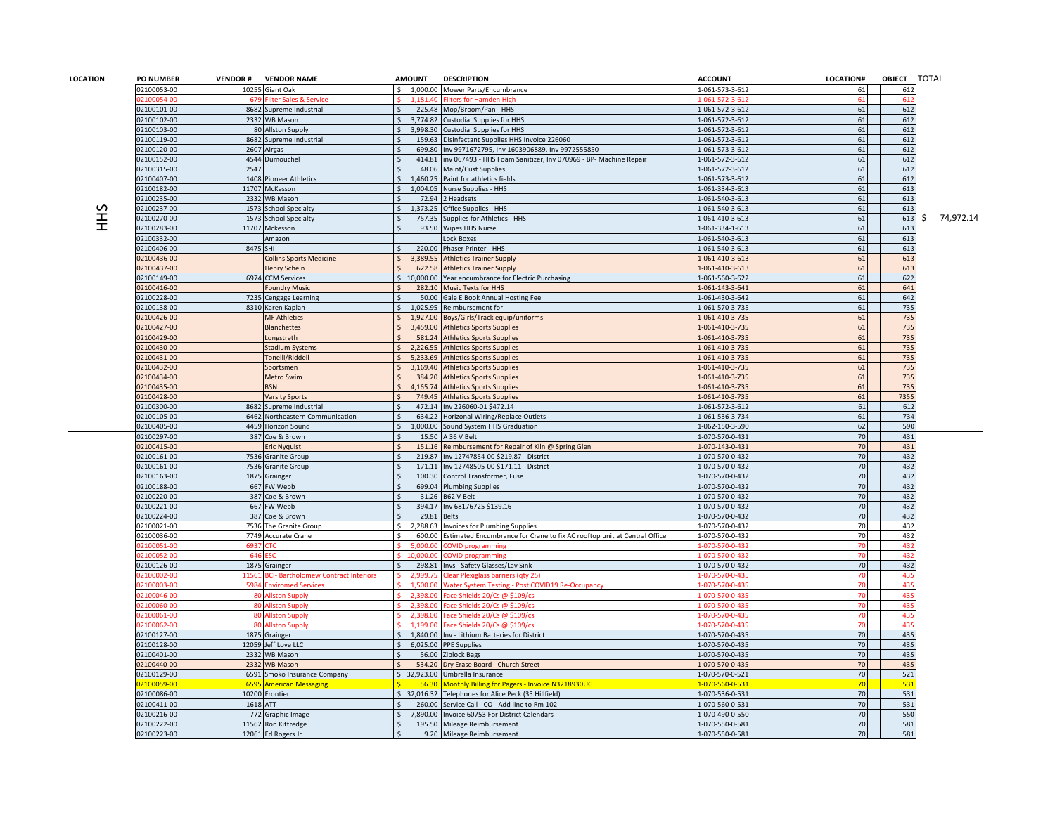| LOCATION | PO NUMBER | VENDOR # | VENDOR NAME | AMOUNT | DESCRIPTION | ACCOUNT | LOCATION# | OBJECT | TOTAL |
|---|---|---|---|---|---|---|---|---|---|
| HHS | 02100053-00 | 10255 | Giant Oak | $ 1,000.00 | Mower Parts/Encumbrance | 1-061-573-3-612 | 61 | 612 | $ 74,972.14 |
| | 02100054-00 | 679 | Filter Sales & Service | $ 1,181.40 | Filters for Hamden High | 1-061-572-3-612 | 61 | 612 | |
| | 02100101-00 | 8682 | Supreme Industrial | $ 225.48 | Mop/Broom/Pan - HHS | 1-061-572-3-612 | 61 | 612 | |
| | 02100102-00 | 2332 | WB Mason | $ 3,774.82 | Custodial Supplies for HHS | 1-061-572-3-612 | 61 | 612 | |
| | 02100103-00 | 80 | Allston Supply | $ 3,998.30 | Custodial Supplies for HHS | 1-061-572-3-612 | 61 | 612 | |
| | 02100119-00 | 8682 | Supreme Industrial | $ 159.63 | Disinfectant Supplies HHS Invoice 226060 | 1-061-572-3-612 | 61 | 612 | |
| | 02100120-00 | 2607 | Airgas | $ 699.80 | Inv 9971672795, Inv 1603906889, Inv 9972555850 | 1-061-573-3-612 | 61 | 612 | |
| | 02100152-00 | 4544 | Dumouchel | $ 414.81 | inv 067493 - HHS Foam Sanitizer, Inv 070969 - BP- Machine Repair | 1-061-572-3-612 | 61 | 612 | |
| | 02100315-00 | 2547 | | $ 48.06 | Maint/Cust Supplies | 1-061-572-3-612 | 61 | 612 | |
| | 02100407-00 | 1408 | Pioneer Athletics | $ 1,460.25 | Paint for athletics fields | 1-061-573-3-612 | 61 | 612 | |
| | 02100182-00 | 11707 | McKesson | $ 1,004.05 | Nurse Supplies - HHS | 1-061-334-3-613 | 61 | 613 | |
| | 02100235-00 | 2332 | WB Mason | $ 72.94 | 2 Headsets | 1-061-540-3-613 | 61 | 613 | |
| | 02100237-00 | 1573 | School Specialty | $ 1,373.25 | Office Supplies - HHS | 1-061-540-3-613 | 61 | 613 | |
| | 02100270-00 | 1573 | School Specialty | $ 757.35 | Supplies for Athletics - HHS | 1-061-410-3-613 | 61 | 613 | |
| | 02100283-00 | 11707 | Mckesson | $ 93.50 | Wipes HHS Nurse | 1-061-334-1-613 | 61 | 613 | |
| | 02100332-00 | | Amazon | | Lock Boxes | 1-061-540-3-613 | 61 | 613 | |
| | 02100406-00 | 8475 | SHI | $ 220.00 | Phaser Printer - HHS | 1-061-540-3-613 | 61 | 613 | |
| | 02100436-00 | | Collins Sports Medicine | $ 3,389.55 | Athletics Trainer Supply | 1-061-410-3-613 | 61 | 613 | |
| | 02100437-00 | | Henry Schein | $ 622.58 | Athletics Trainer Supply | 1-061-410-3-613 | 61 | 613 | |
| | 02100149-00 | 6974 | CCM Services | $ 10,000.00 | Year encumbrance for Electric Purchasing | 1-061-560-3-622 | 61 | 622 | |
| | 02100416-00 | | Foundry Music | $ 282.10 | Music Texts for HHS | 1-061-143-3-641 | 61 | 641 | |
| | 02100228-00 | 7235 | Cengage Learning | $ 50.00 | Gale E Book Annual Hosting Fee | 1-061-430-3-642 | 61 | 642 | |
| | 02100138-00 | 8310 | Karen Kaplan | $ 1,025.95 | Reimbursement for | 1-061-570-3-735 | 61 | 735 | |
| | 02100426-00 | | MF Athletics | $ 1,927.00 | Boys/Girls/Track equip/uniforms | 1-061-410-3-735 | 61 | 735 | |
| | 02100427-00 | | Blanchettes | $ 3,459.00 | Athletics Sports Supplies | 1-061-410-3-735 | 61 | 735 | |
| | 02100429-00 | | Longstreth | $ 581.24 | Athletics Sports Supplies | 1-061-410-3-735 | 61 | 735 | |
| | 02100430-00 | | Stadium Systems | $ 2,226.55 | Athletics Sports Supplies | 1-061-410-3-735 | 61 | 735 | |
| | 02100431-00 | | Tonelli/Riddell | $ 5,233.69 | Athletics Sports Supplies | 1-061-410-3-735 | 61 | 735 | |
| | 02100432-00 | | Sportsmen | $ 3,169.40 | Athletics Sports Supplies | 1-061-410-3-735 | 61 | 735 | |
| | 02100434-00 | | Metro Swim | $ 384.20 | Athletics Sports Supplies | 1-061-410-3-735 | 61 | 735 | |
| | 02100435-00 | | BSN | $ 4,165.74 | Athletics Sports Supplies | 1-061-410-3-735 | 61 | 735 | |
| | 02100428-00 | | Varsity Sports | $ 749.45 | Athletics Sports Supplies | 1-061-410-3-735 | 61 | 7355 | |
| | 02100300-00 | 8682 | Supreme Industrial | $ 472.14 | Inv 226060-01 $472.14 | 1-061-572-3-612 | 61 | 612 | |
| | 02100105-00 | 6462 | Northeastern Communication | $ 634.22 | Horizonal Wiring/Replace Outlets | 1-061-536-3-734 | 61 | 734 | |
| | 02100405-00 | 4459 | Horizon Sound | $ 1,000.00 | Sound System HHS Graduation | 1-062-150-3-590 | 62 | 590 | |
| | 02100297-00 | 387 | Coe & Brown | $ 15.50 | A 36 V Belt | 1-070-570-0-431 | 70 | 431 | |
| | 02100415-00 | | Eric Nyquist | $ 151.16 | Reimbursement for Repair of Kiln @ Spring Glen | 1-070-143-0-431 | 70 | 431 | |
| | 02100161-00 | 7536 | Granite Group | $ 219.87 | Inv 12747854-00 $219.87 - District | 1-070-570-0-432 | 70 | 432 | |
| | 02100161-00 | 7536 | Granite Group | $ 171.11 | Inv 12748505-00 $171.11 - District | 1-070-570-0-432 | 70 | 432 | |
| | 02100163-00 | 1875 | Grainger | $ 100.30 | Control Transformer, Fuse | 1-070-570-0-432 | 70 | 432 | |
| | 02100188-00 | 667 | FW Webb | $ 699.04 | Plumbing Supplies | 1-070-570-0-432 | 70 | 432 | |
| | 02100220-00 | 387 | Coe & Brown | $ 31.26 | B62 V Belt | 1-070-570-0-432 | 70 | 432 | |
| | 02100221-00 | 667 | FW Webb | $ 394.17 | Inv 68176725 $139.16 | 1-070-570-0-432 | 70 | 432 | |
| | 02100224-00 | 387 | Coe & Brown | $ 29.81 | Belts | 1-070-570-0-432 | 70 | 432 | |
| | 02100021-00 | 7536 | The Granite Group | $ 2,288.63 | Invoices for Plumbing Supplies | 1-070-570-0-432 | 70 | 432 | |
| | 02100036-00 | 7749 | Accurate Crane | $ 600.00 | Estimated Encumbrance for Crane to fix AC rooftop unit at Central Office | 1-070-570-0-432 | 70 | 432 | |
| | 02100051-00 | 6937 | CTC | $ 5,000.00 | COVID programming | 1-070-570-0-432 | 70 | 432 | |
| | 02100052-00 | 646 | ESC | $ 10,000.00 | COVID programming | 1-070-570-0-432 | 70 | 432 | |
| | 02100126-00 | 1875 | Grainger | $ 298.81 | Invs - Safety Glasses/Lav Sink | 1-070-570-0-432 | 70 | 432 | |
| | 02100002-00 | 11561 | BCI- Bartholomew Contract Interiors | $ 2,999.75 | Clear Plexiglass barriers (qty 25) | 1-070-570-0-435 | 70 | 435 | |
| | 02100003-00 | 5984 | Enviromed Services | $ 1,500.00 | Water System Testing - Post COVID19 Re-Occupancy | 1-070-570-0-435 | 70 | 435 | |
| | 02100046-00 | 80 | Allston Supply | $ 2,398.00 | Face Shields 20/Cs @ $109/cs | 1-070-570-0-435 | 70 | 435 | |
| | 02100060-00 | 80 | Allston Supply | $ 2,398.00 | Face Shields 20/Cs @ $109/cs | 1-070-570-0-435 | 70 | 435 | |
| | 02100061-00 | 80 | Allston Supply | $ 2,398.00 | Face Shields 20/Cs @ $109/cs | 1-070-570-0-435 | 70 | 435 | |
| | 02100062-00 | 80 | Allston Supply | $ 1,199.00 | Face Shields 20/Cs @ $109/cs | 1-070-570-0-435 | 70 | 435 | |
| | 02100127-00 | 1875 | Grainger | $ 1,840.00 | Inv - Lithium Batteries for District | 1-070-570-0-435 | 70 | 435 | |
| | 02100128-00 | 12059 | Jeff Love LLC | $ 6,025.00 | PPE Supplies | 1-070-570-0-435 | 70 | 435 | |
| | 02100401-00 | 2332 | WB Mason | $ 56.00 | Ziplock Bags | 1-070-570-0-435 | 70 | 435 | |
| | 02100440-00 | 2332 | WB Mason | $ 534.20 | Dry Erase Board - Church Street | 1-070-570-0-435 | 70 | 435 | |
| | 02100129-00 | 6591 | Smoko Insurance Company | $ 32,923.00 | Umbrella Insurance | 1-070-570-0-521 | 70 | 521 | |
| | 02100059-00 | 6595 | American Messaging | $ 56.30 | Monthly Billing for Pagers - Invoice N3218930UG | 1-070-560-0-531 | 70 | 531 | |
| | 02100086-00 | 10200 | Frontier | $ 32,016.32 | Telephones for Alice Peck (35 Hillfield) | 1-070-536-0-531 | 70 | 531 | |
| | 02100411-00 | 1618 | ATT | $ 260.00 | Service Call - CO - Add line to Rm 102 | 1-070-560-0-531 | 70 | 531 | |
| | 02100216-00 | 772 | Graphic Image | $ 7,890.00 | Invoice 60753 For District Calendars | 1-070-490-0-550 | 70 | 550 | |
| | 02100222-00 | 11562 | Ron Kittredge | $ 195.50 | Mileage Reimbursement | 1-070-550-0-581 | 70 | 581 | |
| | 02100223-00 | 12061 | Ed Rogers Jr | $ 9.20 | Mileage Reimbursement | 1-070-550-0-581 | 70 | 581 | |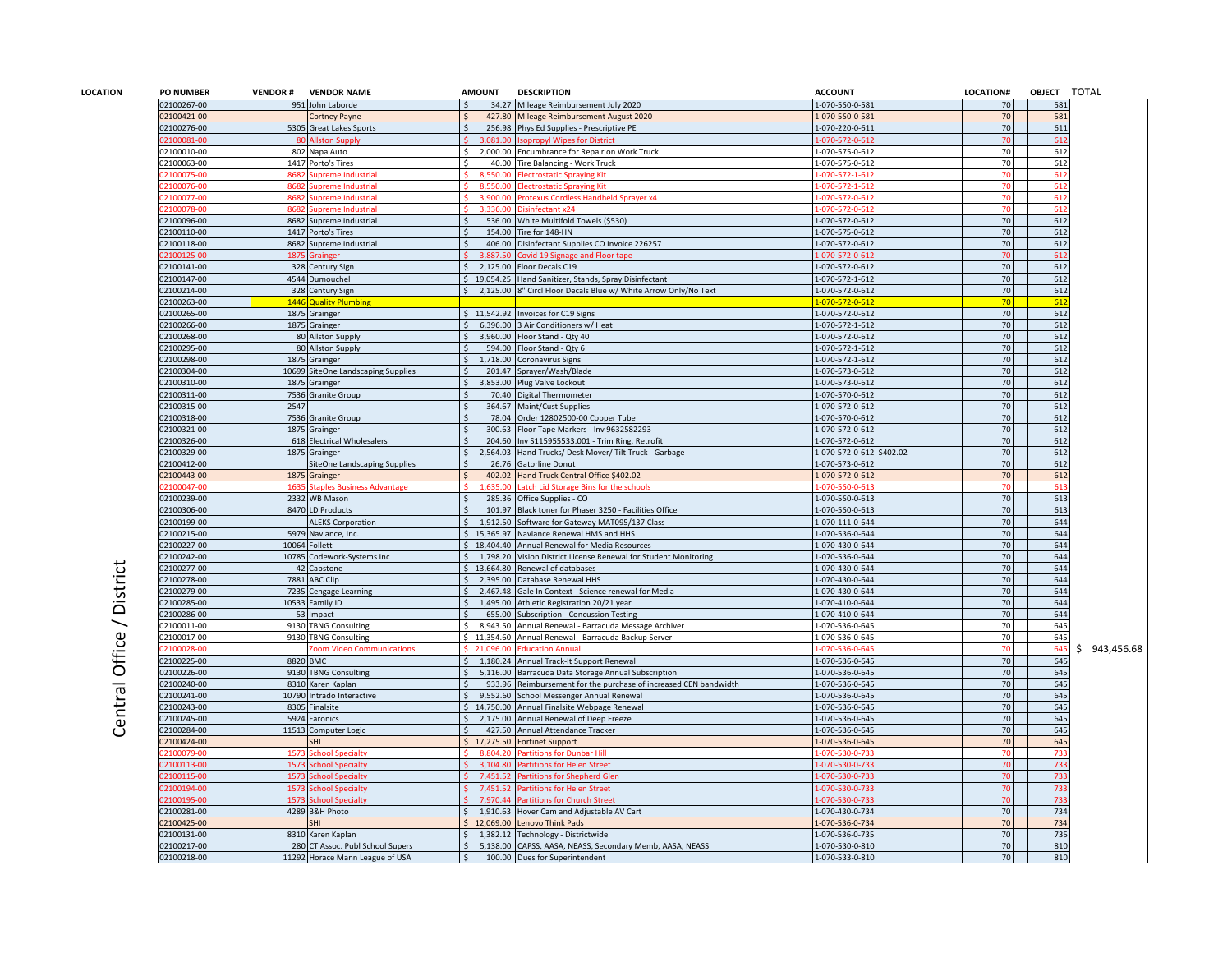| LOCATION | PO NUMBER | VENDOR # | VENDOR NAME | AMOUNT | DESCRIPTION | ACCOUNT | LOCATION# | OBJECT | TOTAL |
|---|---|---|---|---|---|---|---|---|---|
| Central Office / District | 02100267-00 | 951 | John Laborde | $ 34.27 | Mileage Reimbursement July 2020 | 1-070-550-0-581 | 70 | 581 | |
| | 02100421-00 | | Cortney Payne | $ 427.80 | Mileage Reimbursement August 2020 | 1-070-550-0-581 | 70 | 581 | |
| | 02100276-00 | 5305 | Great Lakes Sports | $ 256.98 | Phys Ed Supplies - Prescriptive PE | 1-070-220-0-611 | 70 | 611 | |
| | 02100081-00 | 80 | Allston Supply | $ 3,081.00 | Isopropyl Wipes for District | 1-070-572-0-612 | 70 | 612 | |
| | 02100010-00 | 802 | Napa Auto | $ 2,000.00 | Encumbrance for Repair on Work Truck | 1-070-575-0-612 | 70 | 612 | |
| | 02100063-00 | 1417 | Porto's Tires | $ 40.00 | Tire Balancing - Work Truck | 1-070-575-0-612 | 70 | 612 | |
| | 02100075-00 | 8682 | Supreme Industrial | $ 8,550.00 | Electrostatic Spraying Kit | 1-070-572-1-612 | 70 | 612 | |
| | 02100076-00 | 8682 | Supreme Industrial | $ 8,550.00 | Electrostatic Spraying Kit | 1-070-572-1-612 | 70 | 612 | |
| | 02100077-00 | 8682 | Supreme Industrial | $ 3,900.00 | Protexus Cordless Handheld Sprayer x4 | 1-070-572-0-612 | 70 | 612 | |
| | 02100078-00 | 8682 | Supreme Industrial | $ 3,336.00 | Disinfectant x24 | 1-070-572-0-612 | 70 | 612 | |
| | 02100096-00 | 8682 | Supreme Industrial | $ 536.00 | White Multifold Towels ($530) | 1-070-572-0-612 | 70 | 612 | |
| | 02100110-00 | 1417 | Porto's Tires | $ 154.00 | Tire for 148-HN | 1-070-575-0-612 | 70 | 612 | |
| | 02100118-00 | 8682 | Supreme Industrial | $ 406.00 | Disinfectant Supplies CO Invoice 226257 | 1-070-572-0-612 | 70 | 612 | |
| | 02100125-00 | 1875 | Grainger | $ 3,887.50 | Covid 19 Signage and Floor tape | 1-070-572-0-612 | 70 | 612 | |
| | 02100141-00 | 328 | Century Sign | $ 2,125.00 | Floor Decals C19 | 1-070-572-0-612 | 70 | 612 | |
| | 02100147-00 | 4544 | Dumouchel | $ 19,054.25 | Hand Sanitizer, Stands, Spray Disinfectant | 1-070-572-1-612 | 70 | 612 | |
| | 02100214-00 | 328 | Century Sign | $ 2,125.00 | 8" Circl Floor Decals Blue w/ White Arrow Only/No Text | 1-070-572-0-612 | 70 | 612 | |
| | 02100263-00 | 1446 | Quality Plumbing | | | 1-070-572-0-612 | 70 | 612 | |
| | 02100265-00 | 1875 | Grainger | $ 11,542.92 | Invoices for C19 Signs | 1-070-572-0-612 | 70 | 612 | |
| | 02100266-00 | 1875 | Grainger | $ 6,396.00 | 3 Air Conditioners w/ Heat | 1-070-572-1-612 | 70 | 612 | |
| | 02100268-00 | 80 | Allston Supply | $ 3,960.00 | Floor Stand - Qty 40 | 1-070-572-0-612 | 70 | 612 | |
| | 02100295-00 | 80 | Allston Supply | $ 594.00 | Floor Stand - Qty 6 | 1-070-572-0-612 | 70 | 612 | |
| | 02100298-00 | 1875 | Grainger | $ 1,718.00 | Coronavirus Signs | 1-070-572-1-612 | 70 | 612 | |
| | 02100304-00 | 10699 | SiteOne Landscaping Supplies | $ 201.47 | Sprayer/Wash/Blade | 1-070-573-0-612 | 70 | 612 | |
| | 02100310-00 | 1875 | Grainger | $ 3,853.00 | Plug Valve Lockout | 1-070-573-0-612 | 70 | 612 | |
| | 02100311-00 | 7536 | Granite Group | $ 70.40 | Digital Thermometer | 1-070-570-0-612 | 70 | 612 | |
| | 02100315-00 | 2547 | | $ 364.67 | Maint/Cust Supplies | 1-070-572-0-612 | 70 | 612 | |
| | 02100318-00 | 7536 | Granite Group | $ 78.04 | Order 12802500-00 Copper Tube | 1-070-572-0-612 | 70 | 612 | |
| | 02100321-00 | 1875 | Grainger | $ 300.63 | Floor Tape Markers - Inv 9632582293 | 1-070-572-0-612 | 70 | 612 | |
| | 02100326-00 | 618 | Electrical Wholesalers | $ 204.60 | Inv S115955533.001 - Trim Ring, Retrofit | 1-070-572-0-612 | 70 | 612 | |
| | 02100329-00 | 1875 | Grainger | $ 2,564.03 | Hand Trucks/ Desk Mover/ Tilt Truck - Garbage | 1-070-572-0-612 $402.02 | 70 | 612 | |
| | 02100412-00 | | SiteOne Landscaping Supplies | $ 26.76 | Gatorline Donut | 1-070-573-0-612 | 70 | 612 | |
| | 02100443-00 | 1875 | Grainger | $ 402.02 | Hand Truck Central Office $402.02 | 1-070-572-0-612 | 70 | 612 | |
| | 02100047-00 | 1635 | Staples Business Advantage | $ 1,635.00 | Latch Lid Storage Bins for the schools | 1-070-550-0-613 | 70 | 613 | |
| | 02100239-00 | 2332 | WB Mason | $ 285.36 | Office Supplies - CO | 1-070-550-0-613 | 70 | 613 | |
| | 02100306-00 | 8470 | LD Products | $ 101.97 | Black toner for Phaser 3250 - Facilities Office | 1-070-550-0-613 | 70 | 613 | |
| | 02100199-00 | | ALEKS Corporation | $ 1,912.50 | Software for Gateway MAT095/137 Class | 1-070-111-0-644 | 70 | 644 | |
| | 02100215-00 | 5979 | Naviance, Inc. | $ 15,365.97 | Naviance Renewal HMS and HHS | 1-070-536-0-644 | 70 | 644 | |
| | 02100227-00 | 10064 | Follett | $ 18,404.40 | Annual Renewal for Media Resources | 1-070-430-0-644 | 70 | 644 | |
| | 02100242-00 | 10785 | Codework-Systems Inc | $ 1,798.20 | Vision District License Renewal for Student Monitoring | 1-070-536-0-644 | 70 | 644 | |
| | 02100277-00 | 42 | Capstone | $ 13,664.80 | Renewal of databases | 1-070-430-0-644 | 70 | 644 | |
| | 02100278-00 | 7881 | ABC Clip | $ 2,395.00 | Database Renewal HHS | 1-070-430-0-644 | 70 | 644 | |
| | 02100279-00 | 7235 | Cengage Learning | $ 2,467.48 | Gale In Context - Science renewal for Media | 1-070-430-0-644 | 70 | 644 | |
| | 02100285-00 | 10533 | Family ID | $ 1,495.00 | Athletic Registration 20/21 year | 1-070-410-0-644 | 70 | 644 | |
| | 02100286-00 | 53 | Impact | $ 655.00 | Subscription - Concussion Testing | 1-070-410-0-644 | 70 | 644 | |
| | 02100011-00 | 9130 | TBNG Consulting | $ 8,943.50 | Annual Renewal - Barracuda Message Archiver | 1-070-536-0-645 | 70 | 645 | |
| | 02100017-00 | 9130 | TBNG Consulting | $ 11,354.60 | Annual Renewal - Barracuda Backup Server | 1-070-536-0-645 | 70 | 645 | |
| | 02100028-00 | | Zoom Video Communications | $ 21,096.00 | Education Annual | 1-070-536-0-645 | 70 | 645 | $ 943,456.68 |
| | 02100225-00 | 8820 | BMC | $ 1,180.24 | Annual Track-It Support Renewal | 1-070-536-0-645 | 70 | 645 | |
| | 02100226-00 | 9130 | TBNG Consulting | $ 5,116.00 | Barracuda Data Storage Annual Subscription | 1-070-536-0-645 | 70 | 645 | |
| | 02100240-00 | 8310 | Karen Kaplan | $ 933.96 | Reimbursement for the purchase of increased CEN bandwidth | 1-070-536-0-645 | 70 | 645 | |
| | 02100241-00 | 10790 | Intrado Interactive | $ 9,552.60 | School Messenger Annual Renewal | 1-070-536-0-645 | 70 | 645 | |
| | 02100243-00 | 8305 | Finalsite | $ 14,750.00 | Annual Finalsite Webpage Renewal | 1-070-536-0-645 | 70 | 645 | |
| | 02100245-00 | 5924 | Faronics | $ 2,175.00 | Annual Renewal of Deep Freeze | 1-070-536-0-645 | 70 | 645 | |
| | 02100284-00 | 11513 | Computer Logic | $ 427.50 | Annual Attendance Tracker | 1-070-536-0-645 | 70 | 645 | |
| | 02100424-00 | | SHI | $ 17,275.50 | Fortinet Support | 1-070-536-0-645 | 70 | 645 | |
| | 02100079-00 | 1573 | School Specialty | $ 8,804.20 | Partitions for Dunbar Hill | 1-070-530-0-733 | 70 | 733 | |
| | 02100113-00 | 1573 | School Specialty | $ 3,104.80 | Partitions for Helen Street | 1-070-530-0-733 | 70 | 733 | |
| | 02100115-00 | 1573 | School Specialty | $ 7,451.52 | Partitions for Shepherd Glen | 1-070-530-0-733 | 70 | 733 | |
| | 02100194-00 | 1573 | School Specialty | $ 7,451.52 | Partitions for Helen Street | 1-070-530-0-733 | 70 | 733 | |
| | 02100195-00 | 1573 | School Specialty | $ 7,970.44 | Partitions for Church Street | 1-070-530-0-733 | 70 | 733 | |
| | 02100281-00 | 4289 | B&H Photo | $ 1,910.63 | Hover Cam and Adjustable AV Cart | 1-070-430-0-734 | 70 | 734 | |
| | 02100425-00 | | SHI | $ 12,069.00 | Lenovo Think Pads | 1-070-536-0-734 | 70 | 734 | |
| | 02100131-00 | 8310 | Karen Kaplan | $ 1,382.12 | Technology - Districtwide | 1-070-536-0-735 | 70 | 735 | |
| | 02100217-00 | 280 | CT Assoc. Publ School Supers | $ 5,138.00 | CAPSS, AASA, NEASS, Secondary Memb, AASA, NEASS | 1-070-530-0-810 | 70 | 810 | |
| | 02100218-00 | 11292 | Horace Mann League of USA | $ 100.00 | Dues for Superintendent | 1-070-533-0-810 | 70 | 810 | |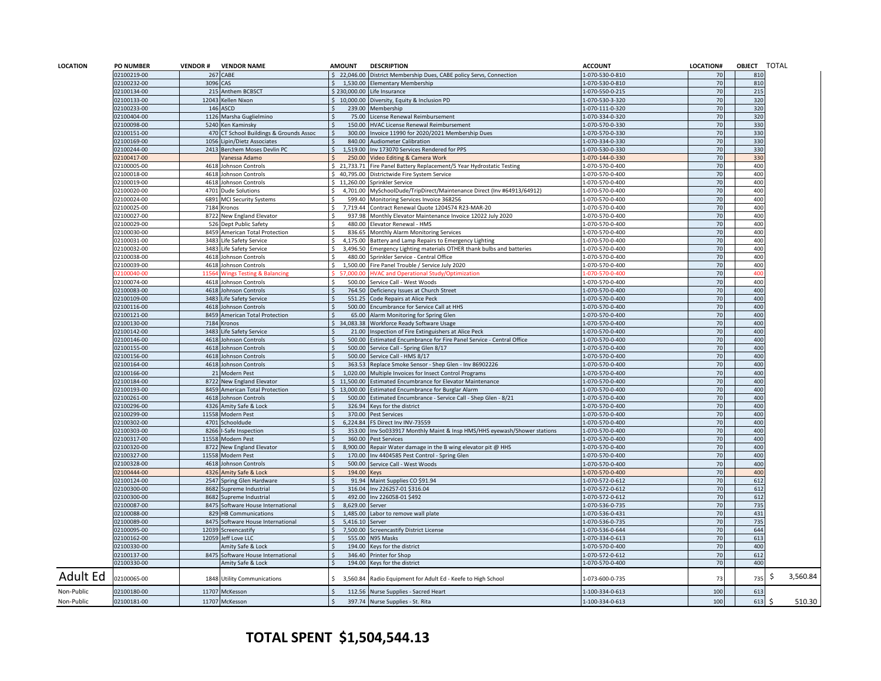| LOCATION | PO NUMBER | VENDOR # | VENDOR NAME | AMOUNT | DESCRIPTION | ACCOUNT | LOCATION# | OBJECT | TOTAL |
|---|---|---|---|---|---|---|---|---|---|
| | 02100219-00 | 267 | CABE | $ 22,046.00 | District Membership Dues, CABE policy Servs, Connection | 1-070-530-0-810 | 70 | 810 | |
| | 02100232-00 | 3096 | CAS | $ 1,530.00 | Elementary Membership | 1-070-530-0-810 | 70 | 810 | |
| | 02100134-00 | 215 | Anthem BCBSCT | $ 230,000.00 | Life Insurance | 1-070-550-0-215 | 70 | 215 | |
| | 02100133-00 | 12043 | Kellen Nixon | $ 10,000.00 | Diversity, Equity & Inclusion PD | 1-070-530-3-320 | 70 | 320 | |
| | 02100233-00 | 146 | ASCD | $ 239.00 | Membership | 1-070-111-0-320 | 70 | 320 | |
| | 02100404-00 | 1126 | Marsha Guglielmino | $ 75.00 | License Renewal Reimbursement | 1-070-334-0-320 | 70 | 320 | |
| | 02100098-00 | 5240 | Ken Kaminsky | $ 150.00 | HVAC License Renewal Reimbursement | 1-070-570-0-330 | 70 | 330 | |
| | 02100151-00 | 470 | CT School Buildings & Grounds Assoc | $ 300.00 | Invoice 11990 for 2020/2021 Membership Dues | 1-070-570-0-330 | 70 | 330 | |
| | 02100169-00 | 1056 | Lipin/Dietz Associates | $ 840.00 | Audiometer Calibration | 1-070-334-0-330 | 70 | 330 | |
| | 02100244-00 | 2413 | Berchem Moses Devlin PC | $ 1,519.00 | Inv 173070 Services Rendered for PPS | 1-070-530-0-330 | 70 | 330 | |
| | 02100417-00 | | Vanessa Adamo | $ 250.00 | Video Editing & Camera Work | 1-070-144-0-330 | 70 | 330 | |
| | 02100005-00 | 4618 | Johnson Controls | $ 21,733.71 | Fire Panel Battery Replacement/5 Year Hydrostatic Testing | 1-070-570-0-400 | 70 | 400 | |
| | 02100018-00 | 4618 | Johnson Controls | $ 40,795.00 | Districtwide Fire System Service | 1-070-570-0-400 | 70 | 400 | |
| | 02100019-00 | 4618 | Johnson Controls | $ 11,260.00 | Sprinkler Service | 1-070-570-0-400 | 70 | 400 | |
| | 02100020-00 | 4701 | Dude Solutions | $ 4,701.00 | MySchoolDude/TripDirect/Maintenance Direct (Inv #64913/64912) | 1-070-570-0-400 | 70 | 400 | |
| | 02100024-00 | 6891 | MCI Security Systems | $ 599.40 | Monitoring Services Invoice 368256 | 1-070-570-0-400 | 70 | 400 | |
| | 02100025-00 | 7184 | Kronos | $ 7,719.44 | Contract Renewal Quote 1204574 R23-MAR-20 | 1-070-570-0-400 | 70 | 400 | |
| | 02100027-00 | 8722 | New England Elevator | $ 937.98 | Monthly Elevator Maintenance Invoice 12022 July 2020 | 1-070-570-0-400 | 70 | 400 | |
| | 02100029-00 | 526 | Dept Public Safety | $ 480.00 | Elevator Renewal - HMS | 1-070-570-0-400 | 70 | 400 | |
| | 02100030-00 | 8459 | American Total Protection | $ 836.65 | Monthly Alarm Monitoring Services | 1-070-570-0-400 | 70 | 400 | |
| | 02100031-00 | 3483 | Life Safety Service | $ 4,175.00 | Battery and Lamp Repairs to Emergency Lighting | 1-070-570-0-400 | 70 | 400 | |
| | 02100032-00 | 3483 | Life Safety Service | $ 3,496.50 | Emergency Lighting materials OTHER thank bulbs and batteries | 1-070-570-0-400 | 70 | 400 | |
| | 02100038-00 | 4618 | Johnson Controls | $ 480.00 | Sprinkler Service - Central Office | 1-070-570-0-400 | 70 | 400 | |
| | 02100039-00 | 4618 | Johnson Controls | $ 1,500.00 | Fire Panel Trouble / Service July 2020 | 1-070-570-0-400 | 70 | 400 | |
| | 02100040-00 | 11564 | Wings Testing & Balancing | $ 57,000.00 | HVAC and Operational Study/Optimization | 1-070-570-0-400 | 70 | 400 | |
| | 02100074-00 | 4618 | Johnson Controls | $ 500.00 | Service Call - West Woods | 1-070-570-0-400 | 70 | 400 | |
| | 02100083-00 | 4618 | Johnson Controls | $ 764.50 | Deficiency Issues at Church Street | 1-070-570-0-400 | 70 | 400 | |
| | 02100109-00 | 3483 | Life Safety Service | $ 551.25 | Code Repairs at Alice Peck | 1-070-570-0-400 | 70 | 400 | |
| | 02100116-00 | 4618 | Johnson Controls | $ 500.00 | Encumbrance for Service Call at HHS | 1-070-570-0-400 | 70 | 400 | |
| | 02100121-00 | 8459 | American Total Protection | $ 65.00 | Alarm Monitoring for Spring Glen | 1-070-570-0-400 | 70 | 400 | |
| | 02100130-00 | 7184 | Kronos | $ 34,083.38 | Workforce Ready Software Usage | 1-070-570-0-400 | 70 | 400 | |
| | 02100142-00 | 3483 | Life Safety Service | $ 21.00 | Inspection of Fire Extinguishers at Alice Peck | 1-070-570-0-400 | 70 | 400 | |
| | 02100146-00 | 4618 | Johnson Controls | $ 500.00 | Estimated Encumbrance for Fire Panel Service - Central Office | 1-070-570-0-400 | 70 | 400 | |
| | 02100155-00 | 4618 | Johnson Controls | $ 500.00 | Service Call - Spring Glen 8/17 | 1-070-570-0-400 | 70 | 400 | |
| | 02100156-00 | 4618 | Johnson Controls | $ 500.00 | Service Call - HMS 8/17 | 1-070-570-0-400 | 70 | 400 | |
| | 02100164-00 | 4618 | Johnson Controls | $ 363.53 | Replace Smoke Sensor - Shep Glen - Inv 86902226 | 1-070-570-0-400 | 70 | 400 | |
| | 02100166-00 | 21 | Modern Pest | $ 1,020.00 | Multiple Invoices for Insect Control Programs | 1-070-570-0-400 | 70 | 400 | |
| | 02100184-00 | 8722 | New England Elevator | $ 11,500.00 | Estimated Encumbrance for Elevator Maintenance | 1-070-570-0-400 | 70 | 400 | |
| | 02100193-00 | 8459 | American Total Protection | $ 13,000.00 | Estimated Encumbrance for Burglar Alarm | 1-070-570-0-400 | 70 | 400 | |
| | 02100261-00 | 4618 | Johnson Controls | $ 500.00 | Estimated Encumbrance - Service Call - Shep Glen - 8/21 | 1-070-570-0-400 | 70 | 400 | |
| | 02100296-00 | 4326 | Amity Safe & Lock | $ 326.94 | Keys for the district | 1-070-570-0-400 | 70 | 400 | |
| | 02100299-00 | 11558 | Modern Pest | $ 370.00 | Pest Services | 1-070-570-0-400 | 70 | 400 | |
| | 02100302-00 | 4701 | Schooldude | $ 6,224.84 | FS Direct Inv INV-73559 | 1-070-570-0-400 | 70 | 400 | |
| | 02100303-00 | 8266 | I-Safe Inspection | $ 353.00 | Inv So033917 Monthly Maint & Insp HMS/HHS eyewash/Shower stations | 1-070-570-0-400 | 70 | 400 | |
| | 02100317-00 | 11558 | Modern Pest | $ 360.00 | Pest Services | 1-070-570-0-400 | 70 | 400 | |
| | 02100320-00 | 8722 | New England Elevator | $ 8,900.00 | Repair Water damage in the B wing elevator pit @ HHS | 1-070-570-0-400 | 70 | 400 | |
| | 02100327-00 | 11558 | Modern Pest | $ 170.00 | Inv 4404585 Pest Control - Spring Glen | 1-070-570-0-400 | 70 | 400 | |
| | 02100328-00 | 4618 | Johnson Controls | $ 500.00 | Service Call - West Woods | 1-070-570-0-400 | 70 | 400 | |
| | 02100444-00 | 4326 | Amity Safe & Lock | $ 194.00 | Keys | 1-070-570-0-400 | 70 | 400 | |
| | 02100124-00 | 2547 | Spring Glen Hardware | $ 91.94 | Maint Supplies CO $91.94 | 1-070-572-0-612 | 70 | 612 | |
| | 02100300-00 | 8682 | Supreme Industrial | $ 316.04 | Inv 226257-01 $316.04 | 1-070-572-0-612 | 70 | 612 | |
| | 02100300-00 | 8682 | Supreme Industrial | $ 492.00 | Inv 226058-01 $492 | 1-070-572-0-612 | 70 | 612 | |
| | 02100087-00 | 8475 | Software House International | $ 8,629.00 | Server | 1-070-536-0-735 | 70 | 735 | |
| | 02100088-00 | 829 | HB Communications | $ 1,485.00 | Labor to remove wall plate | 1-070-536-0-431 | 70 | 431 | |
| | 02100089-00 | 8475 | Software House International | $ 5,416.10 | Server | 1-070-536-0-735 | 70 | 735 | |
| | 02100095-00 | 12039 | Screencastify | $ 7,500.00 | Screencastify District License | 1-070-536-0-644 | 70 | 644 | |
| | 02100162-00 | 12059 | Jeff Love LLC | $ 555.00 | N95 Masks | 1-070-334-0-613 | 70 | 613 | |
| | 02100330-00 | | Amity Safe & Lock | $ 194.00 | Keys for the district | 1-070-570-0-400 | 70 | 400 | |
| | 02100137-00 | 8475 | Software House International | $ 346.40 | Printer for Shop | 1-070-572-0-612 | 70 | 612 | |
| | 02100330-00 | | Amity Safe & Lock | $ 194.00 | Keys for the district | 1-070-570-0-400 | 70 | 400 | |
| Adult Ed | 02100065-00 | 1848 | Utility Communications | $ 3,560.84 | Radio Equipment for Adult Ed - Keefe to High School | 1-073-600-0-735 | 73 | 735 | $ 3,560.84 |
| Non-Public | 02100180-00 | 11707 | McKesson | $ 112.56 | Nurse Supplies - Sacred Heart | 1-100-334-0-613 | 100 | 613 | |
| Non-Public | 02100181-00 | 11707 | McKesson | $ 397.74 | Nurse Supplies - St. Rita | 1-100-334-0-613 | 100 | 613 | $ 510.30 |

**TOTAL SPENT $1,504,544.13**